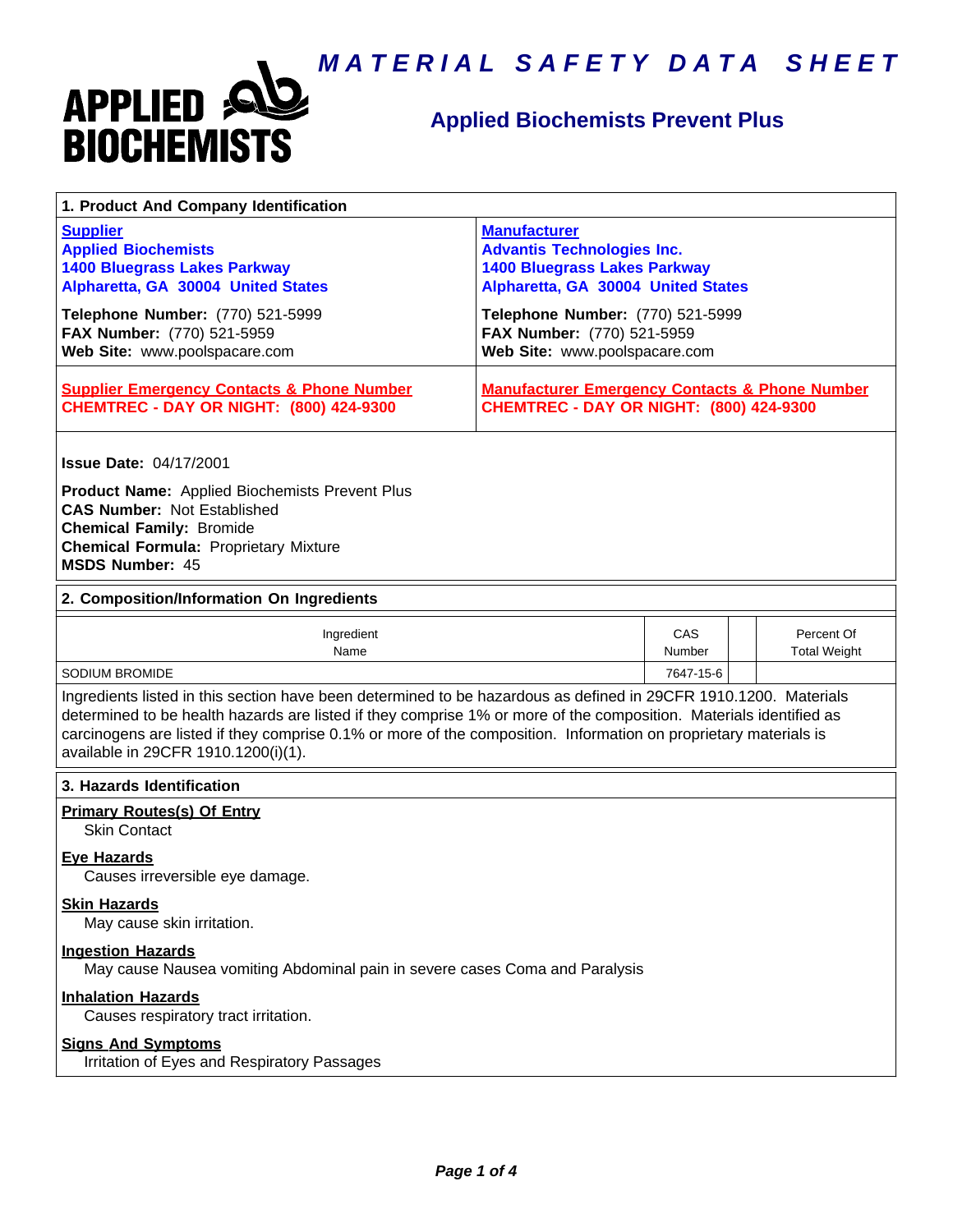# MATERIAL SAFETY DATA SHEET

**APPLIED BIOCHEMISTS**

## Applied Biochemists Prevent Plus

### 1. Product And Company Identification

| **Supplier** | **Manufacturer** |
|---|---|
| **Applied Biochemists**<br>**1400 Bluegrass Lakes Parkway**<br>**Alpharetta, GA 30004 United States** | **Advantis Technologies Inc.**<br>**1400 Bluegrass Lakes Parkway**<br>**Alpharetta, GA 30004 United States** |
| **Telephone Number:** (770) 521-5999<br>**FAX Number:** (770) 521-5959<br>**Web Site:** www.poolspacare.com | **Telephone Number:** (770) 521-5999<br>**FAX Number:** (770) 521-5959<br>**Web Site:** www.poolspacare.com |
| **Supplier Emergency Contacts & Phone Number**<br>**CHEMTREC - DAY OR NIGHT: (800) 424-9300** | **Manufacturer Emergency Contacts & Phone Number**<br>**CHEMTREC - DAY OR NIGHT: (800) 424-9300** |

**Issue Date:** 04/17/2001

**Product Name:** Applied Biochemists Prevent Plus
**CAS Number:** Not Established
**Chemical Family:** Bromide
**Chemical Formula:** Proprietary Mixture
**MSDS Number:** 45

### 2. Composition/Information On Ingredients

| Ingredient Name | CAS Number | | Percent Of Total Weight |
|---|---|---|---|
| SODIUM BROMIDE | 7647-15-6 | | |

Ingredients listed in this section have been determined to be hazardous as defined in 29CFR 1910.1200. Materials determined to be health hazards are listed if they comprise 1% or more of the composition. Materials identified as carcinogens are listed if they comprise 0.1% or more of the composition. Information on proprietary materials is available in 29CFR 1910.1200(i)(1).

### 3. Hazards Identification

**Primary Routes(s) Of Entry**
Skin Contact

**Eye Hazards**
Causes irreversible eye damage.

**Skin Hazards**
May cause skin irritation.

**Ingestion Hazards**
May cause Nausea vomiting Abdominal pain in severe cases Coma and Paralysis

**Inhalation Hazards**
Causes respiratory tract irritation.

**Signs And Symptoms**
Irritation of Eyes and Respiratory Passages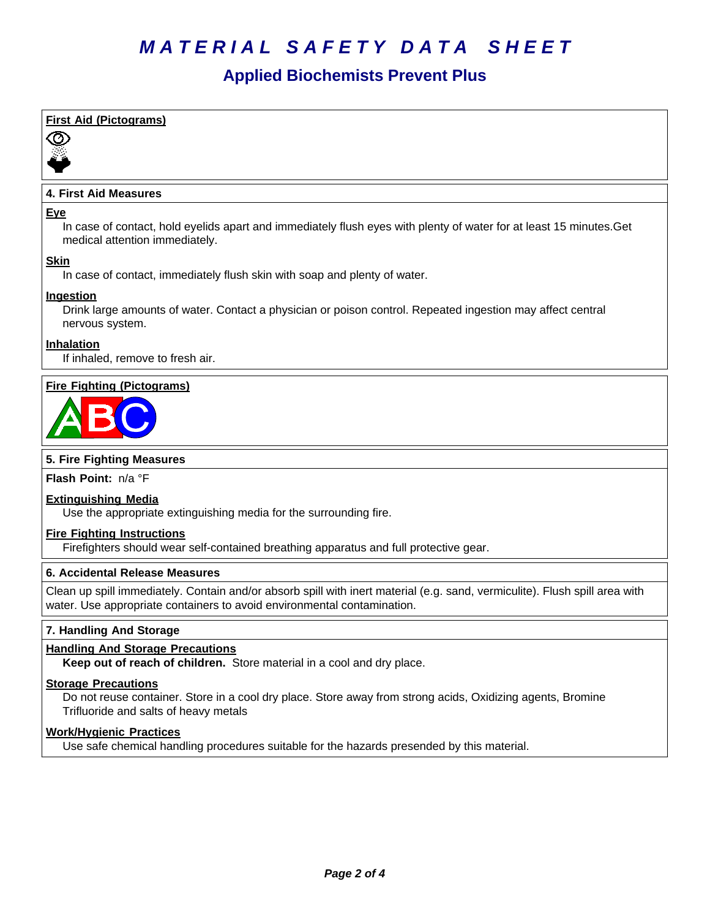# MATERIAL SAFETY DATA SHEET

## Applied Biochemists Prevent Plus

**First Aid (Pictograms)**

### 4. First Aid Measures

**Eye**

In case of contact, hold eyelids apart and immediately flush eyes with plenty of water for at least 15 minutes.Get medical attention immediately.

**Skin**

In case of contact, immediately flush skin with soap and plenty of water.

**Ingestion**

Drink large amounts of water. Contact a physician or poison control. Repeated ingestion may affect central nervous system.

**Inhalation**

If inhaled, remove to fresh air.

**Fire Fighting (Pictograms)**

### 5. Fire Fighting Measures

**Flash Point:** n/a °F

**Extinguishing Media**

Use the appropriate extinguishing media for the surrounding fire.

**Fire Fighting Instructions**

Firefighters should wear self-contained breathing apparatus and full protective gear.

### 6. Accidental Release Measures

Clean up spill immediately. Contain and/or absorb spill with inert material (e.g. sand, vermiculite). Flush spill area with water. Use appropriate containers to avoid environmental contamination.

### 7. Handling And Storage

**Handling And Storage Precautions**

**Keep out of reach of children.** Store material in a cool and dry place.

**Storage Precautions**

Do not reuse container. Store in a cool dry place. Store away from strong acids, Oxidizing agents, Bromine Trifluoride and salts of heavy metals

**Work/Hygienic Practices**

Use safe chemical handling procedures suitable for the hazards presended by this material.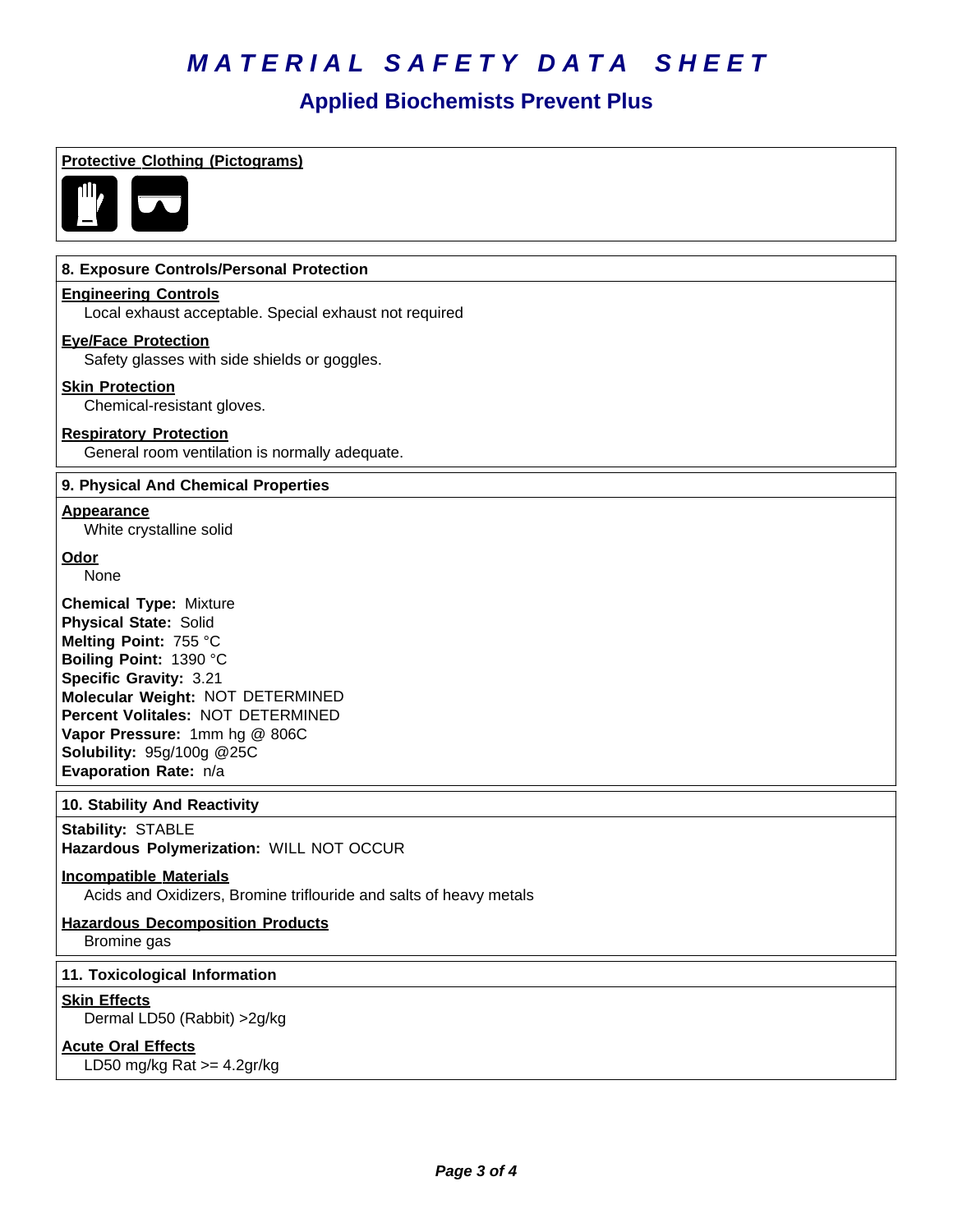# MATERIAL SAFETY DATA SHEET

## Applied Biochemists Prevent Plus

**Protective Clothing (Pictograms)**

### 8. Exposure Controls/Personal Protection

**Engineering Controls**
Local exhaust acceptable. Special exhaust not required

**Eye/Face Protection**
Safety glasses with side shields or goggles.

**Skin Protection**
Chemical-resistant gloves.

**Respiratory Protection**
General room ventilation is normally adequate.

### 9. Physical And Chemical Properties

**Appearance**
White crystalline solid

**Odor**
None

**Chemical Type:** Mixture
**Physical State:** Solid
**Melting Point:** 755 °C
**Boiling Point:** 1390 °C
**Specific Gravity:** 3.21
**Molecular Weight:** NOT DETERMINED
**Percent Volitales:** NOT DETERMINED
**Vapor Pressure:** 1mm hg @ 806C
**Solubility:** 95g/100g @25C
**Evaporation Rate:** n/a

### 10. Stability And Reactivity

**Stability:** STABLE
**Hazardous Polymerization:** WILL NOT OCCUR

**Incompatible Materials**
Acids and Oxidizers, Bromine triflouride and salts of heavy metals

**Hazardous Decomposition Products**
Bromine gas

### 11. Toxicological Information

**Skin Effects**
Dermal LD50 (Rabbit) >2g/kg

**Acute Oral Effects**
LD50 mg/kg Rat >= 4.2gr/kg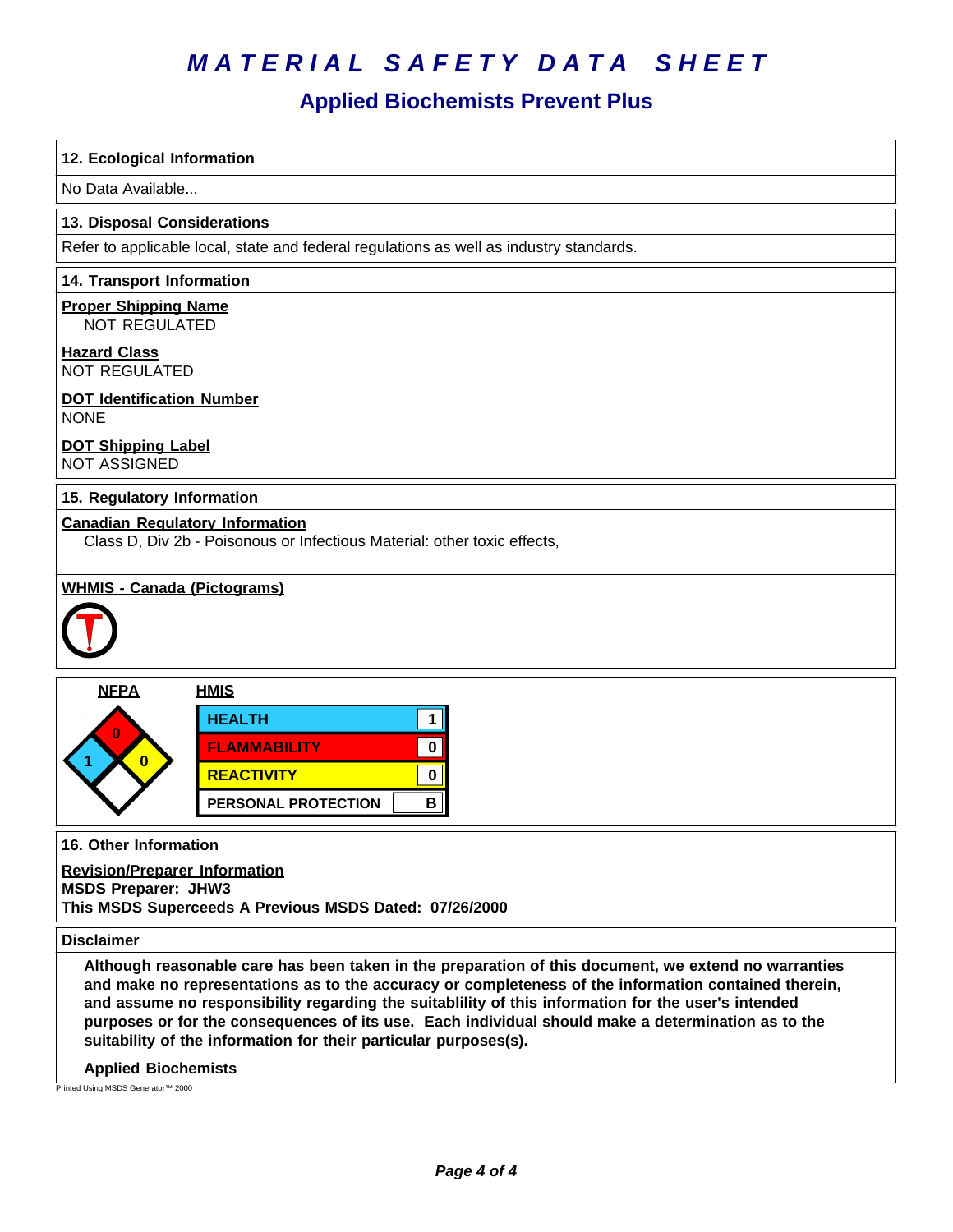# MATERIAL SAFETY DATA SHEET

## Applied Biochemists Prevent Plus

### 12. Ecological Information

No Data Available...

### 13. Disposal Considerations

Refer to applicable local, state and federal regulations as well as industry standards.

### 14. Transport Information

**Proper Shipping Name**
NOT REGULATED

**Hazard Class**
NOT REGULATED

**DOT Identification Number**
NONE

**DOT Shipping Label**
NOT ASSIGNED

### 15. Regulatory Information

**Canadian Regulatory Information**
Class D, Div 2b - Poisonous or Infectious Material: other toxic effects,

**WHMIS - Canada (Pictograms)**

**NFPA**

0
1
0

**HMIS**

| | |
|---|---|
| HEALTH | 1 |
| FLAMMABILITY | 0 |
| REACTIVITY | 0 |
| PERSONAL PROTECTION | B |

### 16. Other Information

**Revision/Preparer Information**
**MSDS Preparer: JHW3**
**This MSDS Superceeds A Previous MSDS Dated: 07/26/2000**

### Disclaimer

**Although reasonable care has been taken in the preparation of this document, we extend no warranties and make no representations as to the accuracy or completeness of the information contained therein, and assume no responsibility regarding the suitablility of this information for the user's intended purposes or for the consequences of its use. Each individual should make a determination as to the suitability of the information for their particular purposes(s).**

**Applied Biochemists**

Printed Using MSDS Generator™ 2000